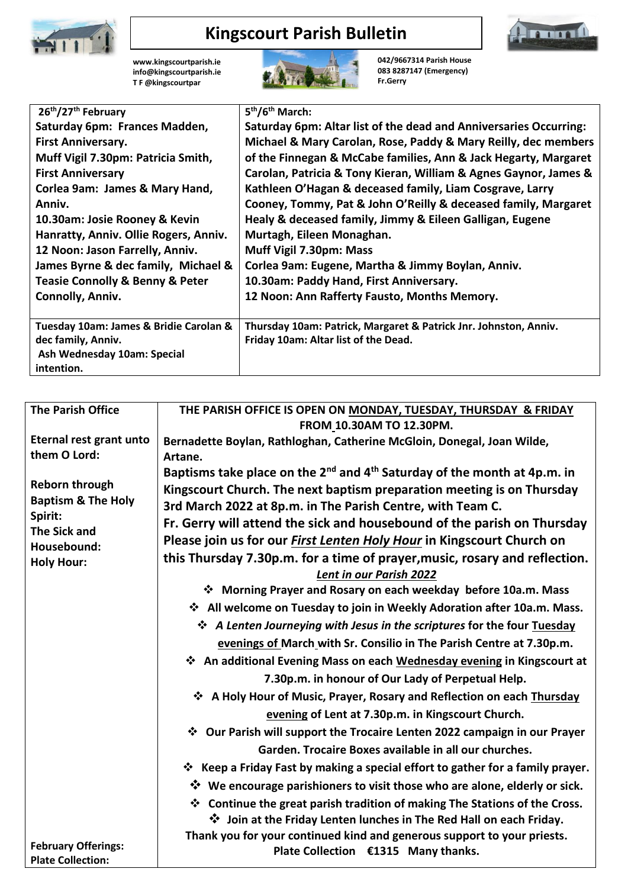# Kingscourt Parish Bulletin

www.kingscourtparish.ie
info@kingscourtparish.ie
T F @kingscourtpar

042/9667314 Parish House
083 8287147 (Emergency)
Fr.Gerry

| 26th/27th February | 5th/6th March: |
|---|---|
| **Saturday 6pm: Frances Madden, First Anniversary.**<br>**Muff Vigil 7.30pm: Patricia Smith, First Anniversary**<br>**Corlea 9am: James & Mary Hand, Anniv.**<br>**10.30am: Josie Rooney & Kevin Hanratty, Anniv. Ollie Rogers, Anniv.**<br>**12 Noon: Jason Farrelly, Anniv. James Byrne & dec family, Michael & Teasie Connolly & Benny & Peter Connolly, Anniv.** | **Saturday 6pm: Altar list of the dead and Anniversaries Occurring: Michael & Mary Carolan, Rose, Paddy & Mary Reilly, dec members of the Finnegan & McCabe families, Ann & Jack Hegarty, Margaret Carolan, Patricia & Tony Kieran, William & Agnes Gaynor, James & Kathleen O'Hagan & deceased family, Liam Cosgrave, Larry Cooney, Tommy, Pat & John O'Reilly & deceased family, Margaret Healy & deceased family, Jimmy & Eileen Galligan, Eugene Murtagh, Eileen Monaghan.**<br>**Muff Vigil 7.30pm: Mass**<br>**Corlea 9am: Eugene, Martha & Jimmy Boylan, Anniv.**<br>**10.30am: Paddy Hand, First Anniversary.**<br>**12 Noon: Ann Rafferty Fausto, Months Memory.** |
| **Tuesday 10am: James & Bridie Carolan & dec family, Anniv.**<br>**Ash Wednesday 10am: Special intention.** | **Thursday 10am: Patrick, Margaret & Patrick Jnr. Johnston, Anniv.**<br>**Friday 10am: Altar list of the Dead.** |

**The Parish Office**

**THE PARISH OFFICE IS OPEN ON MONDAY, TUESDAY, THURSDAY & FRIDAY FROM 10.30AM TO 12.30PM.**

**Eternal rest grant unto them O Lord:** Bernadette Boylan, Rathloghan, Catherine McGloin, Donegal, Joan Wilde, Artane.

**Reborn through Baptism & The Holy Spirit:** Baptisms take place on the 2nd and 4th Saturday of the month at 4p.m. in Kingscourt Church. The next baptism preparation meeting is on Thursday 3rd March 2022 at 8p.m. in The Parish Centre, with Team C.

**The Sick and Housebound:** Fr. Gerry will attend the sick and housebound of the parish on Thursday

**Holy Hour:** Please join us for our ***First Lenten Holy Hour*** in Kingscourt Church on this Thursday 7.30p.m. for a time of prayer,music, rosary and reflection.

***Lent in our Parish 2022***

- **Morning Prayer and Rosary on each weekday before 10a.m. Mass**
- **All welcome on Tuesday to join in Weekly Adoration after 10a.m. Mass.**
- ***A Lenten Journeying with Jesus in the scriptures* for the four Tuesday evenings of March with Sr. Consilio in The Parish Centre at 7.30p.m.**
- **An additional Evening Mass on each Wednesday evening in Kingscourt at 7.30p.m. in honour of Our Lady of Perpetual Help.**
- **A Holy Hour of Music, Prayer, Rosary and Reflection on each Thursday evening of Lent at 7.30p.m. in Kingscourt Church.**
- **Our Parish will support the Trocaire Lenten 2022 campaign in our Prayer Garden. Trocaire Boxes available in all our churches.**
- **Keep a Friday Fast by making a special effort to gather for a family prayer.**
- **We encourage parishioners to visit those who are alone, elderly or sick.**
- **Continue the great parish tradition of making The Stations of the Cross.**
- **Join at the Friday Lenten lunches in The Red Hall on each Friday.**

**February Offerings:** Thank you for your continued kind and generous support to your priests.

**Plate Collection:** Plate Collection €1315 Many thanks.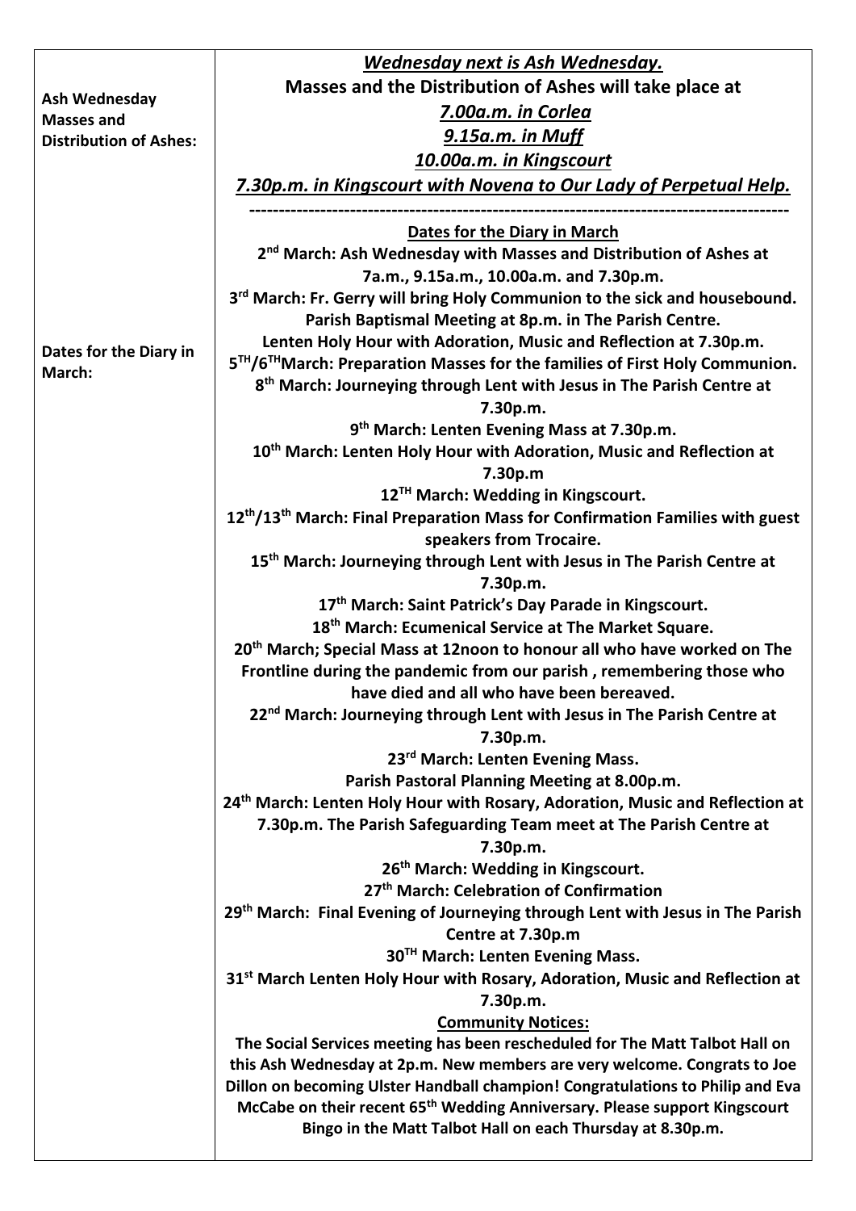| | |
|---|---|
| **Ash Wednesday Masses and Distribution of Ashes:** | ***Wednesday next is Ash Wednesday.*** <br> **Masses and the Distribution of Ashes will take place at** <br> ***7.00a.m. in Corlea*** <br> ***9.15a.m. in Muff*** <br> ***10.00a.m. in Kingscourt*** <br> ***7.30p.m. in Kingscourt with Novena to Our Lady of Perpetual Help.*** <br> ------------------------------------------------------------------------------------------- |
| **Dates for the Diary in March:** | **Dates for the Diary in March** <br> **2nd March: Ash Wednesday with Masses and Distribution of Ashes at 7a.m., 9.15a.m., 10.00a.m. and 7.30p.m.** <br> **3rd March: Fr. Gerry will bring Holy Communion to the sick and housebound. Parish Baptismal Meeting at 8p.m. in The Parish Centre. Lenten Holy Hour with Adoration, Music and Reflection at 7.30p.m.** <br> **5TH/6THMarch: Preparation Masses for the families of First Holy Communion.** <br> **8th March: Journeying through Lent with Jesus in The Parish Centre at 7.30p.m.** <br> **9th March: Lenten Evening Mass at 7.30p.m.** <br> **10th March: Lenten Holy Hour with Adoration, Music and Reflection at 7.30p.m** <br> **12TH March: Wedding in Kingscourt.** <br> **12th/13th March: Final Preparation Mass for Confirmation Families with guest speakers from Trocaire.** <br> **15th March: Journeying through Lent with Jesus in The Parish Centre at 7.30p.m.** <br> **17th March: Saint Patrick's Day Parade in Kingscourt.** <br> **18th March: Ecumenical Service at The Market Square.** <br> **20th March; Special Mass at 12noon to honour all who have worked on The Frontline during the pandemic from our parish , remembering those who have died and all who have been bereaved.** <br> **22nd March: Journeying through Lent with Jesus in The Parish Centre at 7.30p.m.** <br> **23rd March: Lenten Evening Mass. Parish Pastoral Planning Meeting at 8.00p.m.** <br> **24th March: Lenten Holy Hour with Rosary, Adoration, Music and Reflection at 7.30p.m. The Parish Safeguarding Team meet at The Parish Centre at 7.30p.m.** <br> **26th March: Wedding in Kingscourt.** <br> **27th March: Celebration of Confirmation** <br> **29th March: Final Evening of Journeying through Lent with Jesus in The Parish Centre at 7.30p.m** <br> **30TH March: Lenten Evening Mass.** <br> **31st March Lenten Holy Hour with Rosary, Adoration, Music and Reflection at 7.30p.m.** <br> **<u>Community Notices:</u>** <br> **The Social Services meeting has been rescheduled for The Matt Talbot Hall on this Ash Wednesday at 2p.m. New members are very welcome. Congrats to Joe Dillon on becoming Ulster Handball champion! Congratulations to Philip and Eva McCabe on their recent 65th Wedding Anniversary. Please support Kingscourt Bingo in the Matt Talbot Hall on each Thursday at 8.30p.m.** |